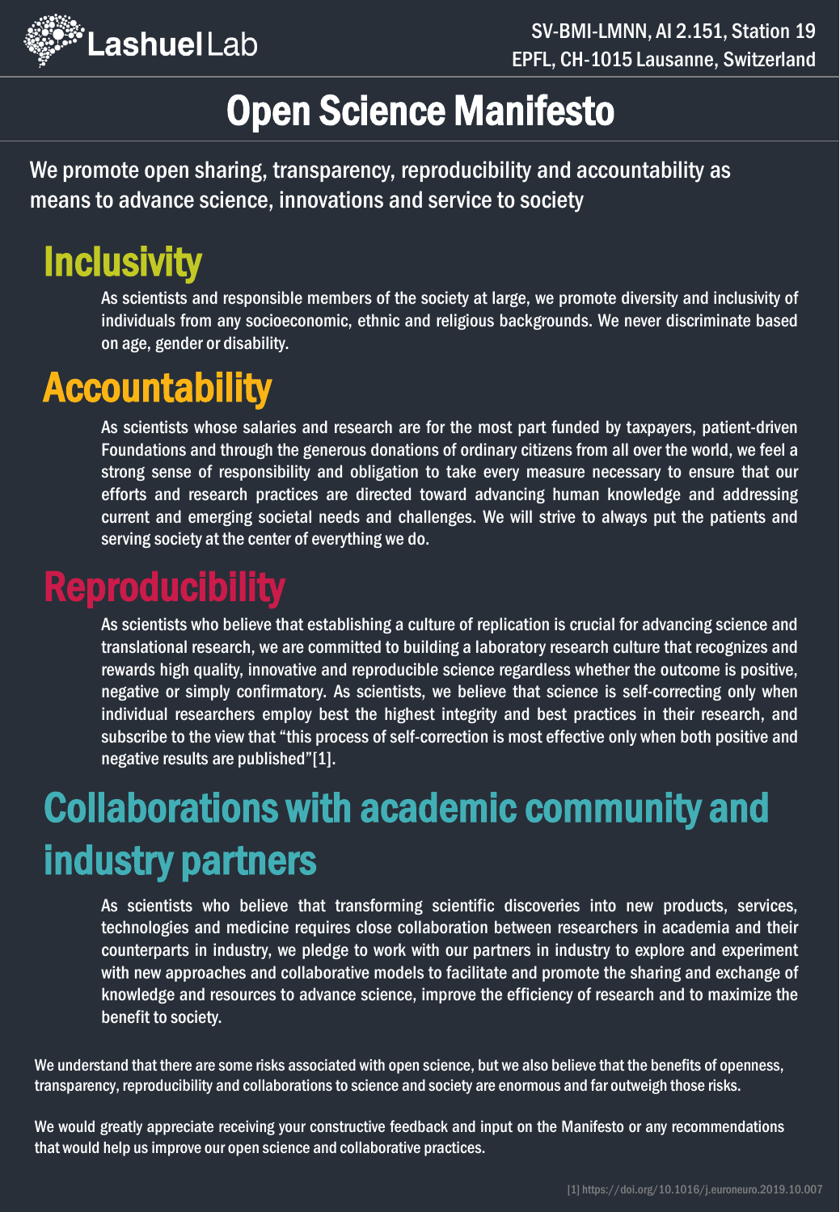LashuelLab

SV-BMI-LMNN, AI 2.151, Station 19
EPFL, CH-1015 Lausanne, Switzerland

# Open Science Manifesto

We promote open sharing, transparency, reproducibility and accountability as means to advance science, innovations and service to society

## Inclusivity

As scientists and responsible members of the society at large, we promote diversity and inclusivity of individuals from any socioeconomic, ethnic and religious backgrounds. We never discriminate based on age, gender or disability.

## Accountability

As scientists whose salaries and research are for the most part funded by taxpayers, patient-driven Foundations and through the generous donations of ordinary citizens from all over the world, we feel a strong sense of responsibility and obligation to take every measure necessary to ensure that our efforts and research practices are directed toward advancing human knowledge and addressing current and emerging societal needs and challenges. We will strive to always put the patients and serving society at the center of everything we do.

## Reproducibility

As scientists who believe that establishing a culture of replication is crucial for advancing science and translational research, we are committed to building a laboratory research culture that recognizes and rewards high quality, innovative and reproducible science regardless whether the outcome is positive, negative or simply confirmatory. As scientists, we believe that science is self-correcting only when individual researchers employ best the highest integrity and best practices in their research, and subscribe to the view that "this process of self-correction is most effective only when both positive and negative results are published"[1].

## Collaborations with academic community and industry partners

As scientists who believe that transforming scientific discoveries into new products, services, technologies and medicine requires close collaboration between researchers in academia and their counterparts in industry, we pledge to work with our partners in industry to explore and experiment with new approaches and collaborative models to facilitate and promote the sharing and exchange of knowledge and resources to advance science, improve the efficiency of research and to maximize the benefit to society.

We understand that there are some risks associated with open science, but we also believe that the benefits of openness, transparency, reproducibility and collaborations to science and society are enormous and far outweigh those risks.

We would greatly appreciate receiving your constructive feedback and input on the Manifesto or any recommendations that would help us improve our open science and collaborative practices.

[1] https://doi.org/10.1016/j.euroneuro.2019.10.007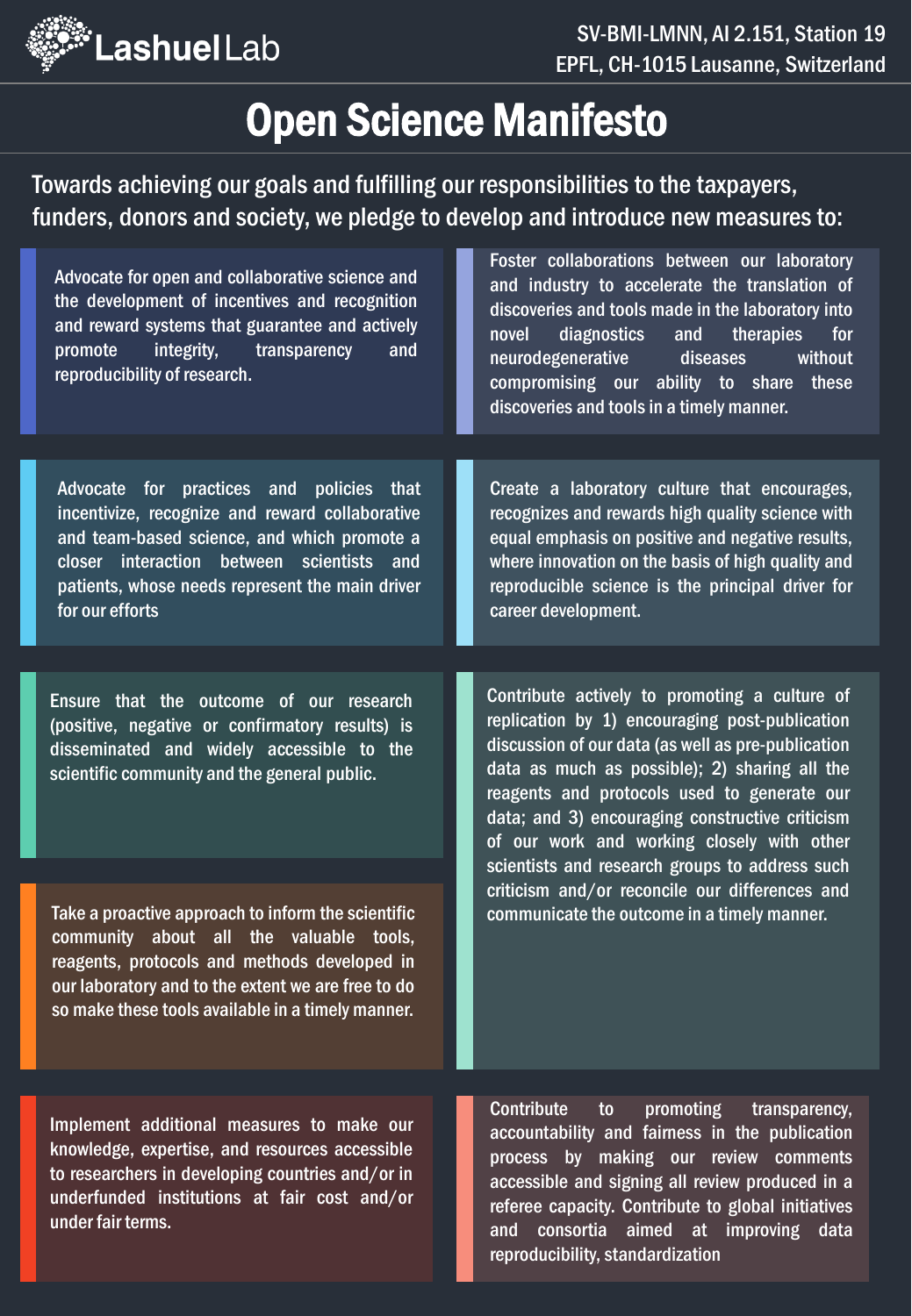Lashuel Lab

SV-BMI-LMNN, AI 2.151, Station 19
EPFL, CH-1015 Lausanne, Switzerland

# Open Science Manifesto

Towards achieving our goals and fulfilling our responsibilities to the taxpayers, funders, donors and society, we pledge to develop and introduce new measures to:

- Advocate for open and collaborative science and the development of incentives and recognition and reward systems that guarantee and actively promote integrity, transparency and reproducibility of research.

- Foster collaborations between our laboratory and industry to accelerate the translation of discoveries and tools made in the laboratory into novel diagnostics and therapies for neurodegenerative diseases without compromising our ability to share these discoveries and tools in a timely manner.

- Advocate for practices and policies that incentivize, recognize and reward collaborative and team-based science, and which promote a closer interaction between scientists and patients, whose needs represent the main driver for our efforts

- Create a laboratory culture that encourages, recognizes and rewards high quality science with equal emphasis on positive and negative results, where innovation on the basis of high quality and reproducible science is the principal driver for career development.

- Ensure that the outcome of our research (positive, negative or confirmatory results) is disseminated and widely accessible to the scientific community and the general public.

- Take a proactive approach to inform the scientific community about all the valuable tools, reagents, protocols and methods developed in our laboratory and to the extent we are free to do so make these tools available in a timely manner.

- Contribute actively to promoting a culture of replication by 1) encouraging post-publication discussion of our data (as well as pre-publication data as much as possible); 2) sharing all the reagents and protocols used to generate our data; and 3) encouraging constructive criticism of our work and working closely with other scientists and research groups to address such criticism and/or reconcile our differences and communicate the outcome in a timely manner.

- Implement additional measures to make our knowledge, expertise, and resources accessible to researchers in developing countries and/or in underfunded institutions at fair cost and/or under fair terms.

- Contribute to promoting transparency, accountability and fairness in the publication process by making our review comments accessible and signing all review produced in a referee capacity. Contribute to global initiatives and consortia aimed at improving data reproducibility, standardization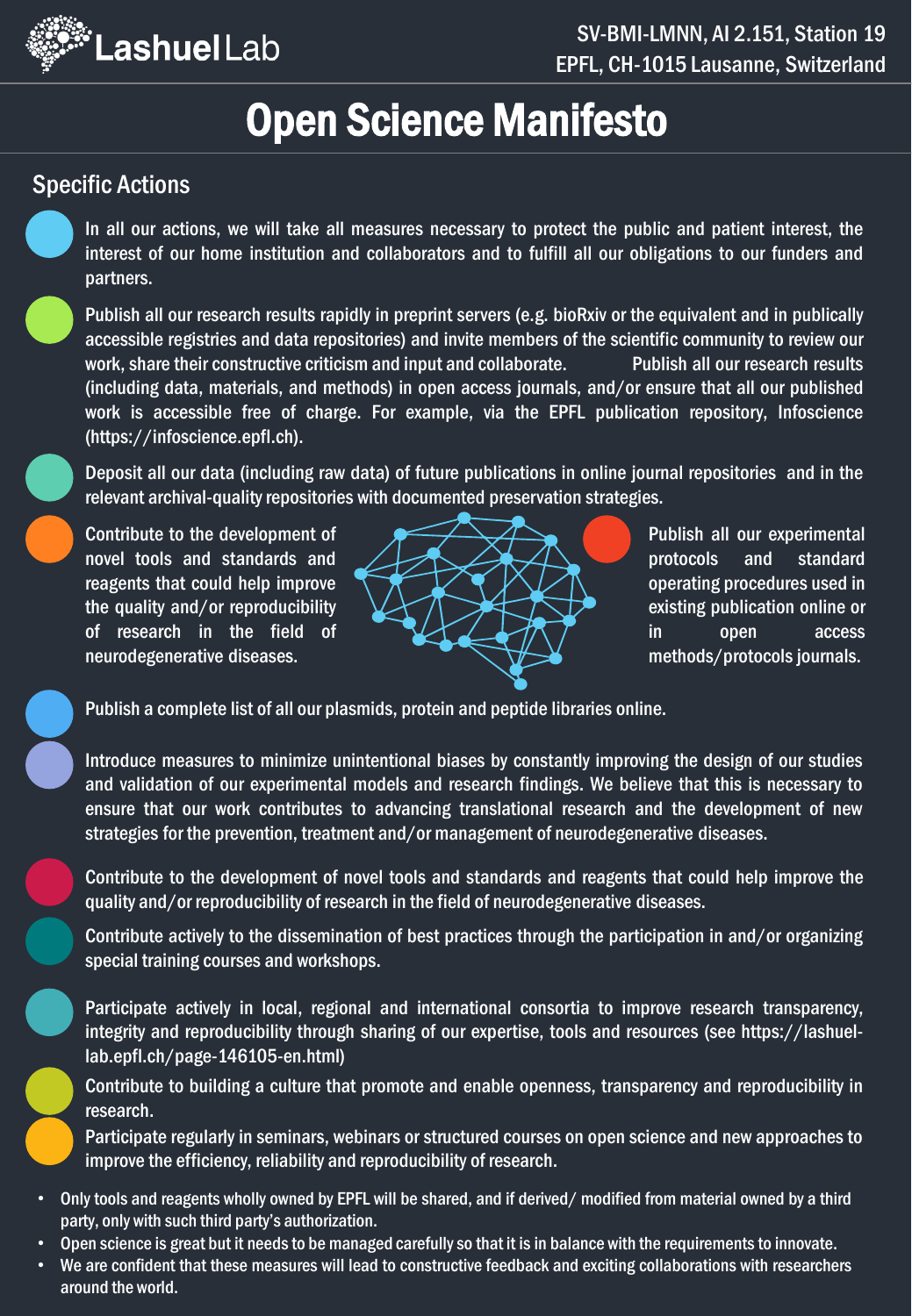Lashuel Lab

SV-BMI-LMNN, AI 2.151, Station 19
EPFL, CH-1015 Lausanne, Switzerland

# Open Science Manifesto

## Specific Actions

- In all our actions, we will take all measures necessary to protect the public and patient interest, the interest of our home institution and collaborators and to fulfill all our obligations to our funders and partners.
- Publish all our research results rapidly in preprint servers (e.g. bioRxiv or the equivalent and in publically accessible registries and data repositories) and invite members of the scientific community to review our work, share their constructive criticism and input and collaborate. Publish all our research results (including data, materials, and methods) in open access journals, and/or ensure that all our published work is accessible free of charge. For example, via the EPFL publication repository, Infoscience (https://infoscience.epfl.ch).
- Deposit all our data (including raw data) of future publications in online journal repositories and in the relevant archival-quality repositories with documented preservation strategies.
- Contribute to the development of novel tools and standards and reagents that could help improve the quality and/or reproducibility of research in the field of neurodegenerative diseases.
- Publish all our experimental protocols and standard operating procedures used in existing publication online or in open access methods/protocols journals.
- Publish a complete list of all our plasmids, protein and peptide libraries online.
- Introduce measures to minimize unintentional biases by constantly improving the design of our studies and validation of our experimental models and research findings. We believe that this is necessary to ensure that our work contributes to advancing translational research and the development of new strategies for the prevention, treatment and/or management of neurodegenerative diseases.
- Contribute to the development of novel tools and standards and reagents that could help improve the quality and/or reproducibility of research in the field of neurodegenerative diseases.
- Contribute actively to the dissemination of best practices through the participation in and/or organizing special training courses and workshops.
- Participate actively in local, regional and international consortia to improve research transparency, integrity and reproducibility through sharing of our expertise, tools and resources (see https://lashuel-lab.epfl.ch/page-146105-en.html)
- Contribute to building a culture that promote and enable openness, transparency and reproducibility in research.
- Participate regularly in seminars, webinars or structured courses on open science and new approaches to improve the efficiency, reliability and reproducibility of research.

- Only tools and reagents wholly owned by EPFL will be shared, and if derived/ modified from material owned by a third party, only with such third party's authorization.
- Open science is great but it needs to be managed carefully so that it is in balance with the requirements to innovate.
- We are confident that these measures will lead to constructive feedback and exciting collaborations with researchers around the world.